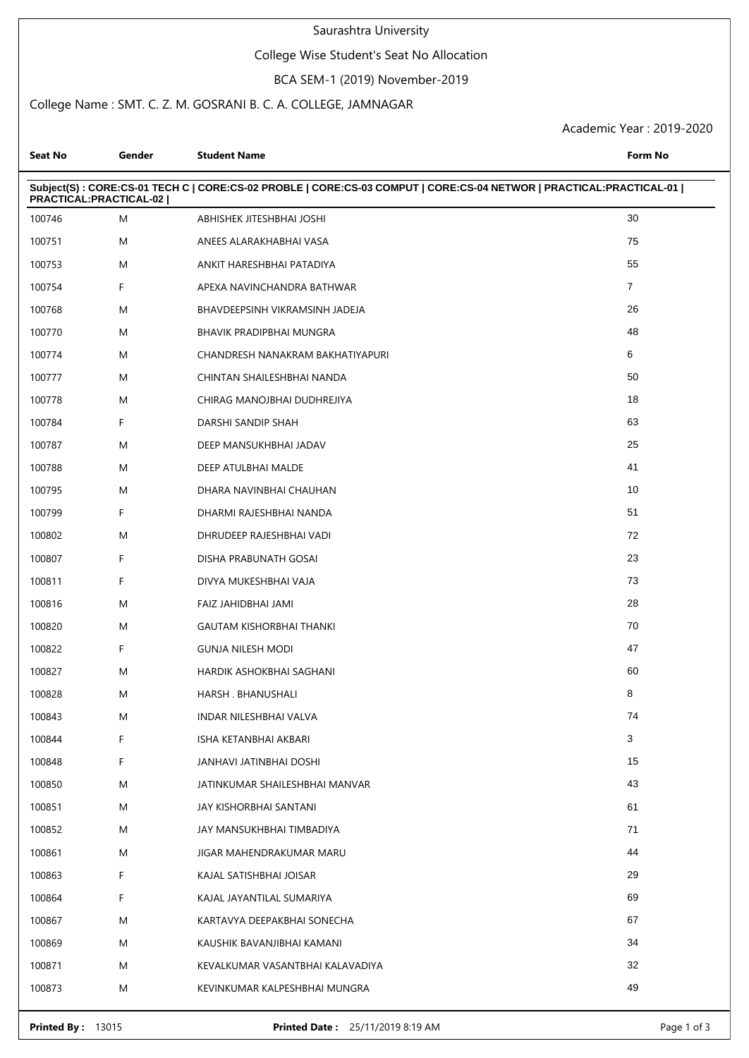# Saurashtra University

## College Wise Student's Seat No Allocation

### BCA SEM-1 (2019) November-2019

College Name : SMT. C. Z. M. GOSRANI B. C. A. COLLEGE, JAMNAGAR

Academic Year : 2019-2020

**Subject(S) : CORE:CS-01 TECH C | CORE:CS-02 PROBLE | CORE:CS-03 COMPUT | CORE:CS-04 NETWOR | PRACTICAL:PRACTICAL-01 | PRACTICAL:PRACTICAL-02 |**

| Seat No | Gender | Student Name | Form No |
|---|---|---|---|
| 100746 | M | ABHISHEK JITESHBHAI JOSHI | 30 |
| 100751 | M | ANEES ALARAKHABHAI VASA | 75 |
| 100753 | M | ANKIT HARESHBHAI PATADIYA | 55 |
| 100754 | F | APEXA NAVINCHANDRA BATHWAR | 7 |
| 100768 | M | BHAVDEEPSINH VIKRAMSINH JADEJA | 26 |
| 100770 | M | BHAVIK PRADIPBHAI MUNGRA | 48 |
| 100774 | M | CHANDRESH NANAKRAM BAKHATIYAPURI | 6 |
| 100777 | M | CHINTAN SHAILESHBHAI NANDA | 50 |
| 100778 | M | CHIRAG MANOJBHAI DUDHREJIYA | 18 |
| 100784 | F | DARSHI SANDIP SHAH | 63 |
| 100787 | M | DEEP MANSUKHBHAI JADAV | 25 |
| 100788 | M | DEEP ATULBHAI MALDE | 41 |
| 100795 | M | DHARA NAVINBHAI CHAUHAN | 10 |
| 100799 | F | DHARMI RAJESHBHAI NANDA | 51 |
| 100802 | M | DHRUDEEP RAJESHBHAI VADI | 72 |
| 100807 | F | DISHA PRABUNATH GOSAI | 23 |
| 100811 | F | DIVYA MUKESHBHAI VAJA | 73 |
| 100816 | M | FAIZ JAHIDBHAI JAMI | 28 |
| 100820 | M | GAUTAM KISHORBHAI THANKI | 70 |
| 100822 | F | GUNJA NILESH MODI | 47 |
| 100827 | M | HARDIK ASHOKBHAI SAGHANI | 60 |
| 100828 | M | HARSH . BHANUSHALI | 8 |
| 100843 | M | INDAR NILESHBHAI VALVA | 74 |
| 100844 | F | ISHA KETANBHAI AKBARI | 3 |
| 100848 | F | JANHAVI JATINBHAI DOSHI | 15 |
| 100850 | M | JATINKUMAR SHAILESHBHAI MANVAR | 43 |
| 100851 | M | JAY KISHORBHAI SANTANI | 61 |
| 100852 | M | JAY MANSUKHBHAI TIMBADIYA | 71 |
| 100861 | M | JIGAR MAHENDRAKUMAR MARU | 44 |
| 100863 | F | KAJAL SATISHBHAI JOISAR | 29 |
| 100864 | F | KAJAL JAYANTILAL SUMARIYA | 69 |
| 100867 | M | KARTAVYA DEEPAKBHAI SONECHA | 67 |
| 100869 | M | KAUSHIK BAVANJIBHAI KAMANI | 34 |
| 100871 | M | KEVALKUMAR VASANTBHAI KALAVADIYA | 32 |
| 100873 | M | KEVINKUMAR KALPESHBHAI MUNGRA | 49 |

**Printed By :** 13015 **Printed Date :** 25/11/2019 8:19 AM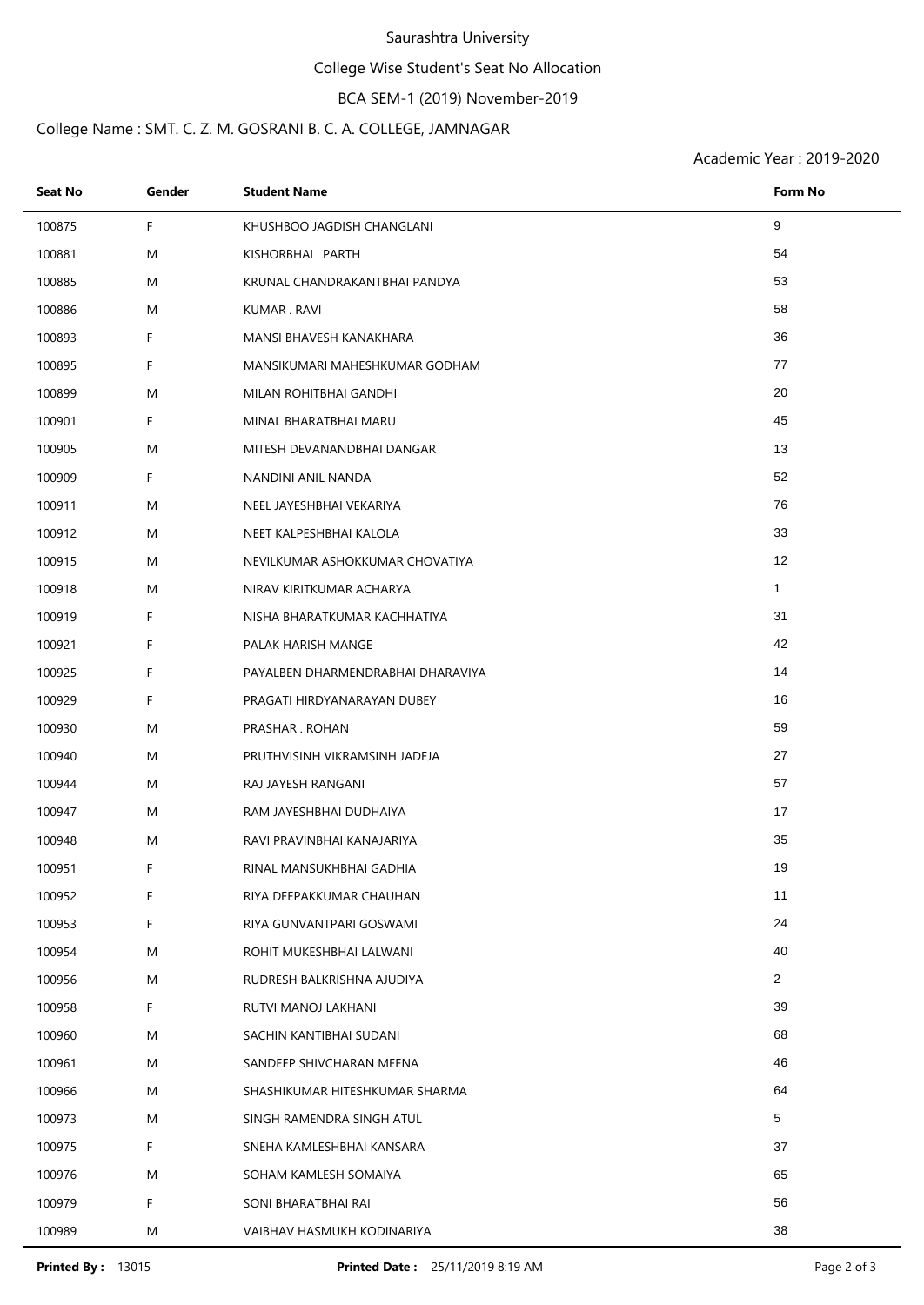Saurashtra University

College Wise Student's Seat No Allocation

BCA SEM-1 (2019) November-2019

College Name : SMT. C. Z. M. GOSRANI B. C. A. COLLEGE, JAMNAGAR

Academic Year : 2019-2020

| Seat No | Gender | Student Name | Form No |
|---|---|---|---|
| 100875 | F | KHUSHBOO JAGDISH CHANGLANI | 9 |
| 100881 | M | KISHORBHAI . PARTH | 54 |
| 100885 | M | KRUNAL CHANDRAKANTBHAI PANDYA | 53 |
| 100886 | M | KUMAR . RAVI | 58 |
| 100893 | F | MANSI BHAVESH KANAKHARA | 36 |
| 100895 | F | MANSIKUMARI MAHESHKUMAR GODHAM | 77 |
| 100899 | M | MILAN ROHITBHAI GANDHI | 20 |
| 100901 | F | MINAL BHARATBHAI MARU | 45 |
| 100905 | M | MITESH DEVANANDBHAI DANGAR | 13 |
| 100909 | F | NANDINI ANIL NANDA | 52 |
| 100911 | M | NEEL JAYESHBHAI VEKARIYA | 76 |
| 100912 | M | NEET KALPESHBHAI KALOLA | 33 |
| 100915 | M | NEVILKUMAR ASHOKKUMAR CHOVATIYA | 12 |
| 100918 | M | NIRAV KIRITKUMAR ACHARYA | 1 |
| 100919 | F | NISHA BHARATKUMAR KACHHATIYA | 31 |
| 100921 | F | PALAK HARISH MANGE | 42 |
| 100925 | F | PAYALBEN DHARMENDRABHAI DHARAVIYA | 14 |
| 100929 | F | PRAGATI HIRDYANARAYAN DUBEY | 16 |
| 100930 | M | PRASHAR . ROHAN | 59 |
| 100940 | M | PRUTHVISINH VIKRAMSINH JADEJA | 27 |
| 100944 | M | RAJ JAYESH RANGANI | 57 |
| 100947 | M | RAM JAYESHBHAI DUDHAIYA | 17 |
| 100948 | M | RAVI PRAVINBHAI KANAJARIYA | 35 |
| 100951 | F | RINAL MANSUKHBHAI GADHIA | 19 |
| 100952 | F | RIYA DEEPAKKUMAR CHAUHAN | 11 |
| 100953 | F | RIYA GUNVANTPARI GOSWAMI | 24 |
| 100954 | M | ROHIT MUKESHBHAI LALWANI | 40 |
| 100956 | M | RUDRESH BALKRISHNA AJUDIYA | 2 |
| 100958 | F | RUTVI MANOJ LAKHANI | 39 |
| 100960 | M | SACHIN KANTIBHAI SUDANI | 68 |
| 100961 | M | SANDEEP SHIVCHARAN MEENA | 46 |
| 100966 | M | SHASHIKUMAR HITESHKUMAR SHARMA | 64 |
| 100973 | M | SINGH RAMENDRA SINGH ATUL | 5 |
| 100975 | F | SNEHA KAMLESHBHAI KANSARA | 37 |
| 100976 | M | SOHAM KAMLESH SOMAIYA | 65 |
| 100979 | F | SONI BHARATBHAI RAI | 56 |
| 100989 | M | VAIBHAV HASMUKH KODINARIYA | 38 |

**Printed By :** 13015 **Printed Date :** 25/11/2019 8:19 AM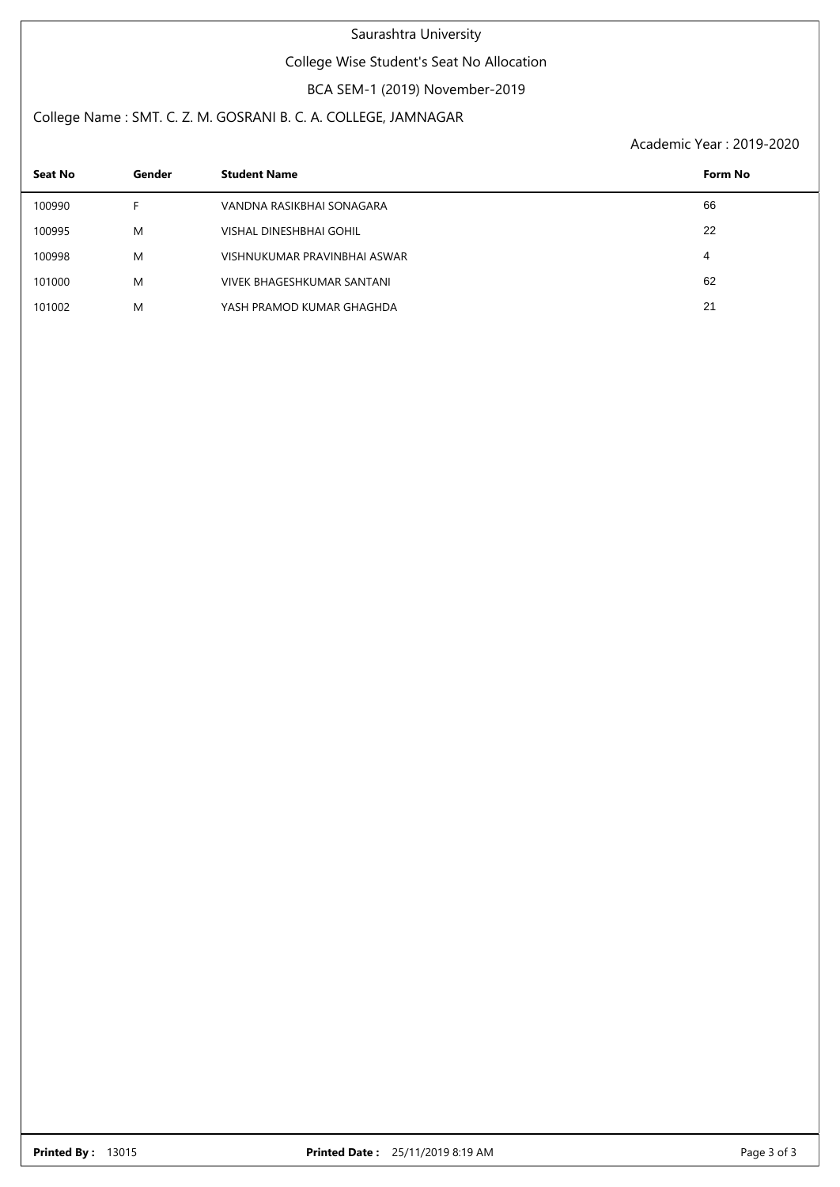Saurashtra University

College Wise Student's Seat No Allocation

BCA SEM-1 (2019) November-2019

College Name : SMT. C. Z. M. GOSRANI B. C. A. COLLEGE, JAMNAGAR

Academic Year : 2019-2020

| Seat No | Gender | Student Name | Form No |
|---|---|---|---|
| 100990 | F | VANDNA RASIKBHAI SONAGARA | 66 |
| 100995 | M | VISHAL DINESHBHAI GOHIL | 22 |
| 100998 | M | VISHNUKUMAR PRAVINBHAI ASWAR | 4 |
| 101000 | M | VIVEK BHAGESHKUMAR SANTANI | 62 |
| 101002 | M | YASH PRAMOD KUMAR GHAGHDA | 21 |

**Printed By :** 13015 **Printed Date :** 25/11/2019 8:19 AM